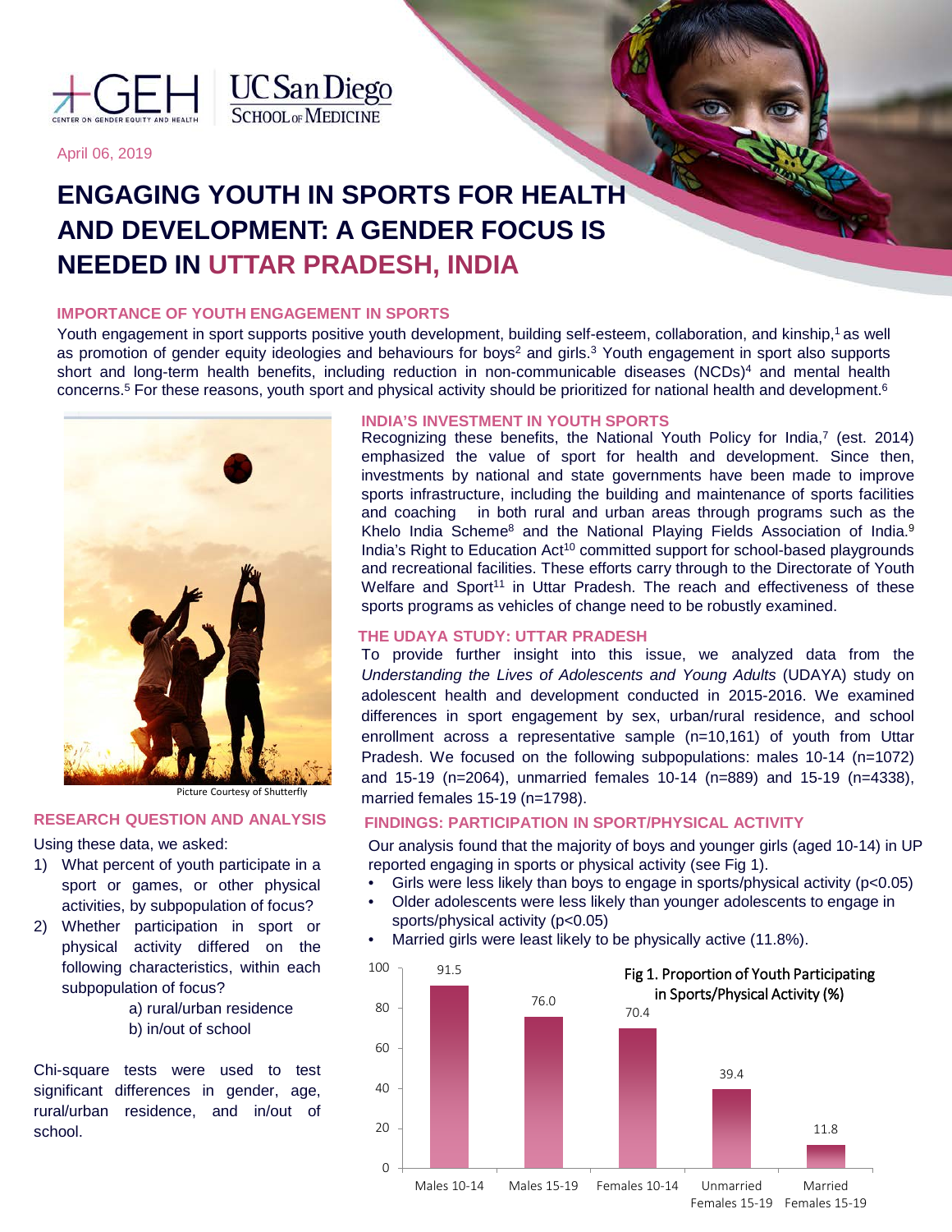April 06, 2019

# ENGAGING YOUTH IN SPORTS FOR HEALTH AND DEVELOPMENT: A GENDER FOCUS IS NEEDED IN UTTAR PRADESH, INDIA

## IMPORTANCE OF YOUTH ENGAGEMENT IN SPORTS

Youth engagement in sport supports positive youth development, building self-esteem, collaboration, and kinship,[1] as well as promotion of gender equity ideologies and behaviours for boys[2] and girls.[3] Youth engagement in sport also supports short and long-term health benefits, including reduction in non-communicable diseases (NCDs)[4] and mental health concerns.[5] For these reasons, youth sport and physical activity should be prioritized for national health and development.[6]

Picture Courtesy of Shutterfly

## RESEARCH QUESTION AND ANALYSIS

Using these data, we asked:

1) What percent of youth participate in a sport or games, or other physical activities, by subpopulation of focus?
2) Whether participation in sport or physical activity differed on the following characteristics, within each subpopulation of focus?
   - a) rural/urban residence
   - b) in/out of school

Chi-square tests were used to test significant differences in gender, age, rural/urban residence, and in/out of school.

## INDIA'S INVESTMENT IN YOUTH SPORTS

Recognizing these benefits, the National Youth Policy for India,[7] (est. 2014) emphasized the value of sport for health and development. Since then, investments by national and state governments have been made to improve sports infrastructure, including the building and maintenance of sports facilities and coaching in both rural and urban areas through programs such as the Khelo India Scheme[8] and the National Playing Fields Association of India.[9] India's Right to Education Act[10] committed support for school-based playgrounds and recreational facilities. These efforts carry through to the Directorate of Youth Welfare and Sport[11] in Uttar Pradesh. The reach and effectiveness of these sports programs as vehicles of change need to be robustly examined.

## THE UDAYA STUDY: UTTAR PRADESH

To provide further insight into this issue, we analyzed data from the *Understanding the Lives of Adolescents and Young Adults* (UDAYA) study on adolescent health and development conducted in 2015-2016. We examined differences in sport engagement by sex, urban/rural residence, and school enrollment across a representative sample (n=10,161) of youth from Uttar Pradesh. We focused on the following subpopulations: males 10-14 (n=1072) and 15-19 (n=2064), unmarried females 10-14 (n=889) and 15-19 (n=4338), married females 15-19 (n=1798).

## FINDINGS: PARTICIPATION IN SPORT/PHYSICAL ACTIVITY

Our analysis found that the majority of boys and younger girls (aged 10-14) in UP reported engaging in sports or physical activity (see Fig 1).

- Girls were less likely than boys to engage in sports/physical activity ($p<0.05$)
- Older adolescents were less likely than younger adolescents to engage in sports/physical activity ($p<0.05$)
- Married girls were least likely to be physically active (11.8%).

Fig 1. Proportion of Youth Participating in Sports/Physical Activity (%)

| Group | % |
|---|---|
| Males 10-14 | 91.5 |
| Males 15-19 | 76.0 |
| Females 10-14 | 70.4 |
| Unmarried Females 15-19 | 39.4 |
| Married Females 15-19 | 11.8 |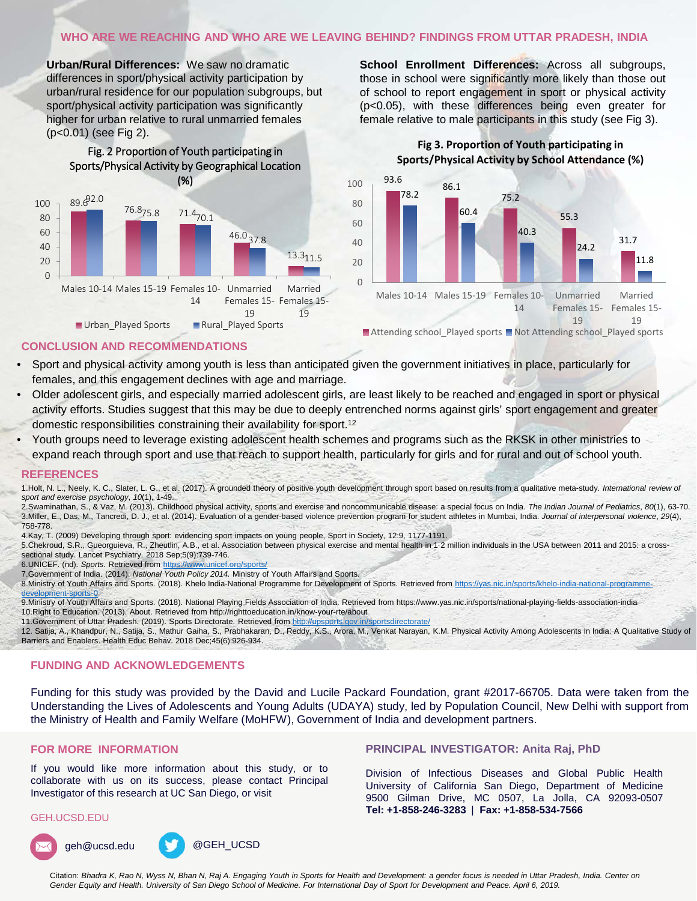## WHO ARE WE REACHING AND WHO ARE WE LEAVING BEHIND? FINDINGS FROM UTTAR PRADESH, INDIA

**Urban/Rural Differences:** We saw no dramatic differences in sport/physical activity participation by urban/rural residence for our population subgroups, but sport/physical activity participation was significantly higher for urban relative to rural unmarried females ($p<0.01$) (see Fig 2).

Fig. 2 Proportion of Youth participating in Sports/Physical Activity by Geographical Location (%)

100
80
60
40
20
0

89.6 92.0
76.8 75.8
71.4 70.1
46.0 37.8
13.3 11.5

Males 10-14
Males 15-19
Females 10-14
Unmarried Females 15-19
Married Females 15-19

Urban_Played Sports
Rural_Played Sports

**School Enrollment Differences:** Across all subgroups, those in school were significantly more likely than those out of school to report engagement in sport or physical activity ($p<0.05$), with these differences being even greater for female relative to male participants in this study (see Fig 3).

**Fig 3. Proportion of Youth participating in Sports/Physical Activity by School Attendance (%)**

100
80
60
40
20
0

93.6 78.2
86.1 60.4
75.2 40.3
55.3 24.2
31.7 11.8

Males 10-14
Males 15-19
Females 10-14
Unmarried Females 15-19
Married Females 15-19

Attending school_Played sports
Not Attending school_Played sports

## CONCLUSION AND RECOMMENDATIONS

- Sport and physical activity among youth is less than anticipated given the government initiatives in place, particularly for females, and this engagement declines with age and marriage.
- Older adolescent girls, and especially married adolescent girls, are least likely to be reached and engaged in sport or physical activity efforts. Studies suggest that this may be due to deeply entrenched norms against girls' sport engagement and greater domestic responsibilities constraining their availability for sport.[12]
- Youth groups need to leverage existing adolescent health schemes and programs such as the RKSK in other ministries to expand reach through sport and use that reach to support health, particularly for girls and for rural and out of school youth.

## REFERENCES

1.Holt, N. L., Neely, K. C., Slater, L. G., et al. (2017). A grounded theory of positive youth development through sport based on results from a qualitative meta-study. *International review of sport and exercise psychology*, *10*(1), 1-49.
2.Swaminathan, S., & Vaz, M. (2013). Childhood physical activity, sports and exercise and noncommunicable disease: a special focus on India. *The Indian Journal of Pediatrics*, *80*(1), 63-70.
3.Miller, E., Das, M., Tancredi, D. J., et al. (2014). Evaluation of a gender-based violence prevention program for student athletes in Mumbai, India. *Journal of interpersonal violence*, *29*(4), 758-778.
4.Kay, T. (2009) Developing through sport: evidencing sport impacts on young people, Sport in Society, 12:9, 1177-1191.
5.Chekroud, S.R., Gueorguieva, R., Zheutlin, A.B., et al. Association between physical exercise and mental health in 1·2 million individuals in the USA between 2011 and 2015: a cross-sectional study. Lancet Psychiatry. 2018 Sep;5(9):739-746.
6.UNICEF. (nd). *Sports.* Retrieved from https://www.unicef.org/sports/
7.Government of India. (2014). *National Youth Policy 2014.* Ministry of Youth Affairs and Sports.
8.Ministry of Youth Affairs and Sports. (2018). Khelo India-National Programme for Development of Sports. Retrieved from https://yas.nic.in/sports/khelo-india-national-programme-development-sports-0
9.Ministry of Youth Affairs and Sports. (2018). National Playing Fields Association of India. Retrieved from https://www.yas.nic.in/sports/national-playing-fields-association-india
10.Right to Education. (2013). About. Retrieved from http://righttoeducation.in/know-your-rte/about
11.Government of Uttar Pradesh. (2019). Sports Directorate. Retrieved from http://upsports.gov.in/sportsdirectorate/
12. Satija, A., Khandpur, N., Satija, S., Mathur Gaiha, S., Prabhakaran, D., Reddy, K.S., Arora, M., Venkat Narayan, K.M. Physical Activity Among Adolescents in India: A Qualitative Study of Barriers and Enablers. Health Educ Behav. 2018 Dec;45(6):926-934.

## FUNDING AND ACKNOWLEDGEMENTS

Funding for this study was provided by the David and Lucile Packard Foundation, grant #2017-66705. Data were taken from the Understanding the Lives of Adolescents and Young Adults (UDAYA) study, led by Population Council, New Delhi with support from the Ministry of Health and Family Welfare (MoHFW), Government of India and development partners.

## FOR MORE INFORMATION

If you would like more information about this study, or to collaborate with us on its success, please contact Principal Investigator of this research at UC San Diego, or visit

GEH.UCSD.EDU

geh@ucsd.edu

@GEH_UCSD

## PRINCIPAL INVESTIGATOR: Anita Raj, PhD

Division of Infectious Diseases and Global Public Health
University of California San Diego, Department of Medicine
9500 Gilman Drive, MC 0507, La Jolla, CA 92093-0507
**Tel: +1-858-246-3283 | Fax: +1-858-534-7566**

Citation: *Bhadra K, Rao N, Wyss N, Bhan N, Raj A. Engaging Youth in Sports for Health and Development: a gender focus is needed in Uttar Pradesh, India. Center on Gender Equity and Health. University of San Diego School of Medicine. For International Day of Sport for Development and Peace. April 6, 2019.*